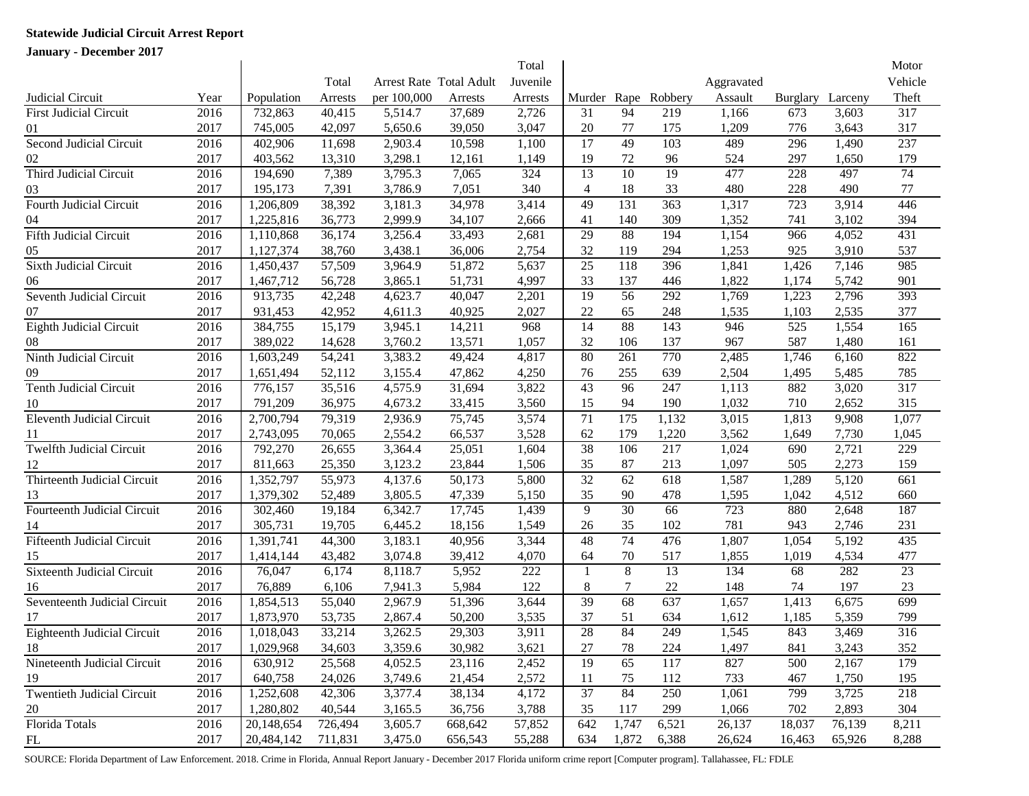**Statewide Judicial Circuit Arrest Report**

**January - December 2017**

| Judicial Circuit | Year | Population | Total Arrests | Arrest Rate per 100,000 | Total Adult Arrests | Total Juvenile Arrests | Murder | Rape | Robbery | Aggravated Assault | Burglary | Larceny | Motor Vehicle Theft |
|---|---|---|---|---|---|---|---|---|---|---|---|---|---|
| First Judicial Circuit | 2016 | 732,863 | 40,415 | 5,514.7 | 37,689 | 2,726 | 31 | 94 | 219 | 1,166 | 673 | 3,603 | 317 |
| 01 | 2017 | 745,005 | 42,097 | 5,650.6 | 39,050 | 3,047 | 20 | 77 | 175 | 1,209 | 776 | 3,643 | 317 |
| Second Judicial Circuit | 2016 | 402,906 | 11,698 | 2,903.4 | 10,598 | 1,100 | 17 | 49 | 103 | 489 | 296 | 1,490 | 237 |
| 02 | 2017 | 403,562 | 13,310 | 3,298.1 | 12,161 | 1,149 | 19 | 72 | 96 | 524 | 297 | 1,650 | 179 |
| Third Judicial Circuit | 2016 | 194,690 | 7,389 | 3,795.3 | 7,065 | 324 | 13 | 10 | 19 | 477 | 228 | 497 | 74 |
| 03 | 2017 | 195,173 | 7,391 | 3,786.9 | 7,051 | 340 | 4 | 18 | 33 | 480 | 228 | 490 | 77 |
| Fourth Judicial Circuit | 2016 | 1,206,809 | 38,392 | 3,181.3 | 34,978 | 3,414 | 49 | 131 | 363 | 1,317 | 723 | 3,914 | 446 |
| 04 | 2017 | 1,225,816 | 36,773 | 2,999.9 | 34,107 | 2,666 | 41 | 140 | 309 | 1,352 | 741 | 3,102 | 394 |
| Fifth Judicial Circuit | 2016 | 1,110,868 | 36,174 | 3,256.4 | 33,493 | 2,681 | 29 | 88 | 194 | 1,154 | 966 | 4,052 | 431 |
| 05 | 2017 | 1,127,374 | 38,760 | 3,438.1 | 36,006 | 2,754 | 32 | 119 | 294 | 1,253 | 925 | 3,910 | 537 |
| Sixth Judicial Circuit | 2016 | 1,450,437 | 57,509 | 3,964.9 | 51,872 | 5,637 | 25 | 118 | 396 | 1,841 | 1,426 | 7,146 | 985 |
| 06 | 2017 | 1,467,712 | 56,728 | 3,865.1 | 51,731 | 4,997 | 33 | 137 | 446 | 1,822 | 1,174 | 5,742 | 901 |
| Seventh Judicial Circuit | 2016 | 913,735 | 42,248 | 4,623.7 | 40,047 | 2,201 | 19 | 56 | 292 | 1,769 | 1,223 | 2,796 | 393 |
| 07 | 2017 | 931,453 | 42,952 | 4,611.3 | 40,925 | 2,027 | 22 | 65 | 248 | 1,535 | 1,103 | 2,535 | 377 |
| Eighth Judicial Circuit | 2016 | 384,755 | 15,179 | 3,945.1 | 14,211 | 968 | 14 | 88 | 143 | 946 | 525 | 1,554 | 165 |
| 08 | 2017 | 389,022 | 14,628 | 3,760.2 | 13,571 | 1,057 | 32 | 106 | 137 | 967 | 587 | 1,480 | 161 |
| Ninth Judicial Circuit | 2016 | 1,603,249 | 54,241 | 3,383.2 | 49,424 | 4,817 | 80 | 261 | 770 | 2,485 | 1,746 | 6,160 | 822 |
| 09 | 2017 | 1,651,494 | 52,112 | 3,155.4 | 47,862 | 4,250 | 76 | 255 | 639 | 2,504 | 1,495 | 5,485 | 785 |
| Tenth Judicial Circuit | 2016 | 776,157 | 35,516 | 4,575.9 | 31,694 | 3,822 | 43 | 96 | 247 | 1,113 | 882 | 3,020 | 317 |
| 10 | 2017 | 791,209 | 36,975 | 4,673.2 | 33,415 | 3,560 | 15 | 94 | 190 | 1,032 | 710 | 2,652 | 315 |
| Eleventh Judicial Circuit | 2016 | 2,700,794 | 79,319 | 2,936.9 | 75,745 | 3,574 | 71 | 175 | 1,132 | 3,015 | 1,813 | 9,908 | 1,077 |
| 11 | 2017 | 2,743,095 | 70,065 | 2,554.2 | 66,537 | 3,528 | 62 | 179 | 1,220 | 3,562 | 1,649 | 7,730 | 1,045 |
| Twelfth Judicial Circuit | 2016 | 792,270 | 26,655 | 3,364.4 | 25,051 | 1,604 | 38 | 106 | 217 | 1,024 | 690 | 2,721 | 229 |
| 12 | 2017 | 811,663 | 25,350 | 3,123.2 | 23,844 | 1,506 | 35 | 87 | 213 | 1,097 | 505 | 2,273 | 159 |
| Thirteenth Judicial Circuit | 2016 | 1,352,797 | 55,973 | 4,137.6 | 50,173 | 5,800 | 32 | 62 | 618 | 1,587 | 1,289 | 5,120 | 661 |
| 13 | 2017 | 1,379,302 | 52,489 | 3,805.5 | 47,339 | 5,150 | 35 | 90 | 478 | 1,595 | 1,042 | 4,512 | 660 |
| Fourteenth Judicial Circuit | 2016 | 302,460 | 19,184 | 6,342.7 | 17,745 | 1,439 | 9 | 30 | 66 | 723 | 880 | 2,648 | 187 |
| 14 | 2017 | 305,731 | 19,705 | 6,445.2 | 18,156 | 1,549 | 26 | 35 | 102 | 781 | 943 | 2,746 | 231 |
| Fifteenth Judicial Circuit | 2016 | 1,391,741 | 44,300 | 3,183.1 | 40,956 | 3,344 | 48 | 74 | 476 | 1,807 | 1,054 | 5,192 | 435 |
| 15 | 2017 | 1,414,144 | 43,482 | 3,074.8 | 39,412 | 4,070 | 64 | 70 | 517 | 1,855 | 1,019 | 4,534 | 477 |
| Sixteenth Judicial Circuit | 2016 | 76,047 | 6,174 | 8,118.7 | 5,952 | 222 | 1 | 8 | 13 | 134 | 68 | 282 | 23 |
| 16 | 2017 | 76,889 | 6,106 | 7,941.3 | 5,984 | 122 | 8 | 7 | 22 | 148 | 74 | 197 | 23 |
| Seventeenth Judicial Circuit | 2016 | 1,854,513 | 55,040 | 2,967.9 | 51,396 | 3,644 | 39 | 68 | 637 | 1,657 | 1,413 | 6,675 | 699 |
| 17 | 2017 | 1,873,970 | 53,735 | 2,867.4 | 50,200 | 3,535 | 37 | 51 | 634 | 1,612 | 1,185 | 5,359 | 799 |
| Eighteenth Judicial Circuit | 2016 | 1,018,043 | 33,214 | 3,262.5 | 29,303 | 3,911 | 28 | 84 | 249 | 1,545 | 843 | 3,469 | 316 |
| 18 | 2017 | 1,029,968 | 34,603 | 3,359.6 | 30,982 | 3,621 | 27 | 78 | 224 | 1,497 | 841 | 3,243 | 352 |
| Nineteenth Judicial Circuit | 2016 | 630,912 | 25,568 | 4,052.5 | 23,116 | 2,452 | 19 | 65 | 117 | 827 | 500 | 2,167 | 179 |
| 19 | 2017 | 640,758 | 24,026 | 3,749.6 | 21,454 | 2,572 | 11 | 75 | 112 | 733 | 467 | 1,750 | 195 |
| Twentieth Judicial Circuit | 2016 | 1,252,608 | 42,306 | 3,377.4 | 38,134 | 4,172 | 37 | 84 | 250 | 1,061 | 799 | 3,725 | 218 |
| 20 | 2017 | 1,280,802 | 40,544 | 3,165.5 | 36,756 | 3,788 | 35 | 117 | 299 | 1,066 | 702 | 2,893 | 304 |
| Florida Totals | 2016 | 20,148,654 | 726,494 | 3,605.7 | 668,642 | 57,852 | 642 | 1,747 | 6,521 | 26,137 | 18,037 | 76,139 | 8,211 |
| FL | 2017 | 20,484,142 | 711,831 | 3,475.0 | 656,543 | 55,288 | 634 | 1,872 | 6,388 | 26,624 | 16,463 | 65,926 | 8,288 |

SOURCE: Florida Department of Law Enforcement. 2018. Crime in Florida, Annual Report January - December 2017 Florida uniform crime report [Computer program]. Tallahassee, FL: FDLE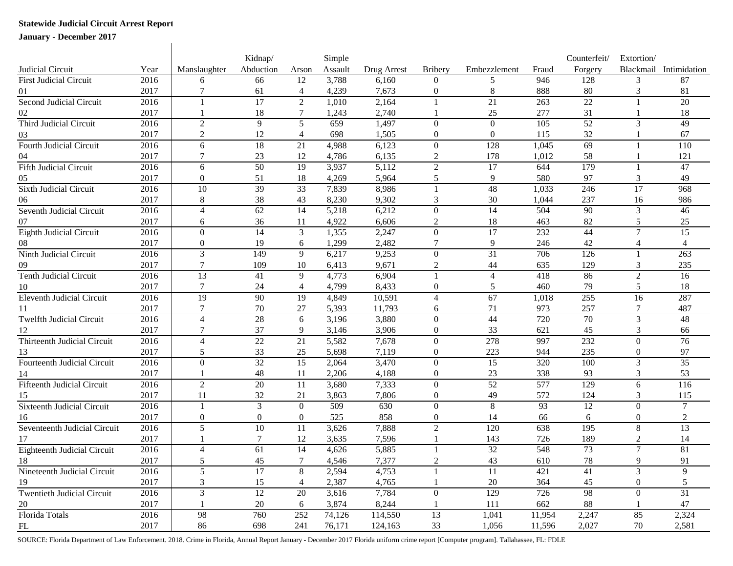**Statewide Judicial Circuit Arrest Report**

**January - December 2017**

| Judicial Circuit | Year | Manslaughter | Kidnap/ Abduction | Arson | Simple Assault | Drug Arrest | Bribery | Embezzlement | Fraud | Counterfeit/ Forgery | Extortion/ Blackmail | Intimidation |
|---|---|---|---|---|---|---|---|---|---|---|---|---|
| First Judicial Circuit | 2016 | 6 | 66 | 12 | 3,788 | 6,160 | 0 | 5 | 946 | 128 | 3 | 87 |
| 01 | 2017 | 7 | 61 | 4 | 4,239 | 7,673 | 0 | 8 | 888 | 80 | 3 | 81 |
| Second Judicial Circuit | 2016 | 1 | 17 | 2 | 1,010 | 2,164 | 1 | 21 | 263 | 22 | 1 | 20 |
| 02 | 2017 | 1 | 18 | 7 | 1,243 | 2,740 | 1 | 25 | 277 | 31 | 1 | 18 |
| Third Judicial Circuit | 2016 | 2 | 9 | 5 | 659 | 1,497 | 0 | 0 | 105 | 52 | 3 | 49 |
| 03 | 2017 | 2 | 12 | 4 | 698 | 1,505 | 0 | 0 | 115 | 32 | 1 | 67 |
| Fourth Judicial Circuit | 2016 | 6 | 18 | 21 | 4,988 | 6,123 | 0 | 128 | 1,045 | 69 | 1 | 110 |
| 04 | 2017 | 7 | 23 | 12 | 4,786 | 6,135 | 2 | 178 | 1,012 | 58 | 1 | 121 |
| Fifth Judicial Circuit | 2016 | 6 | 50 | 19 | 3,937 | 5,112 | 2 | 17 | 644 | 179 | 1 | 47 |
| 05 | 2017 | 0 | 51 | 18 | 4,269 | 5,964 | 5 | 9 | 580 | 97 | 3 | 49 |
| Sixth Judicial Circuit | 2016 | 10 | 39 | 33 | 7,839 | 8,986 | 1 | 48 | 1,033 | 246 | 17 | 968 |
| 06 | 2017 | 8 | 38 | 43 | 8,230 | 9,302 | 3 | 30 | 1,044 | 237 | 16 | 986 |
| Seventh Judicial Circuit | 2016 | 4 | 62 | 14 | 5,218 | 6,212 | 0 | 14 | 504 | 90 | 3 | 46 |
| 07 | 2017 | 6 | 36 | 11 | 4,922 | 6,606 | 2 | 18 | 463 | 82 | 5 | 25 |
| Eighth Judicial Circuit | 2016 | 0 | 14 | 3 | 1,355 | 2,247 | 0 | 17 | 232 | 44 | 7 | 15 |
| 08 | 2017 | 0 | 19 | 6 | 1,299 | 2,482 | 7 | 9 | 246 | 42 | 4 | 4 |
| Ninth Judicial Circuit | 2016 | 3 | 149 | 9 | 6,217 | 9,253 | 0 | 31 | 706 | 126 | 1 | 263 |
| 09 | 2017 | 7 | 109 | 10 | 6,413 | 9,671 | 2 | 44 | 635 | 129 | 3 | 235 |
| Tenth Judicial Circuit | 2016 | 13 | 41 | 9 | 4,773 | 6,904 | 1 | 4 | 418 | 86 | 2 | 16 |
| 10 | 2017 | 7 | 24 | 4 | 4,799 | 8,433 | 0 | 5 | 460 | 79 | 5 | 18 |
| Eleventh Judicial Circuit | 2016 | 19 | 90 | 19 | 4,849 | 10,591 | 4 | 67 | 1,018 | 255 | 16 | 287 |
| 11 | 2017 | 7 | 70 | 27 | 5,393 | 11,793 | 6 | 71 | 973 | 257 | 7 | 487 |
| Twelfth Judicial Circuit | 2016 | 4 | 28 | 6 | 3,196 | 3,880 | 0 | 44 | 720 | 70 | 3 | 48 |
| 12 | 2017 | 7 | 37 | 9 | 3,146 | 3,906 | 0 | 33 | 621 | 45 | 3 | 66 |
| Thirteenth Judicial Circuit | 2016 | 4 | 22 | 21 | 5,582 | 7,678 | 0 | 278 | 997 | 232 | 0 | 76 |
| 13 | 2017 | 5 | 33 | 25 | 5,698 | 7,119 | 0 | 223 | 944 | 235 | 0 | 97 |
| Fourteenth Judicial Circuit | 2016 | 0 | 32 | 15 | 2,064 | 3,470 | 0 | 15 | 320 | 100 | 3 | 35 |
| 14 | 2017 | 1 | 48 | 11 | 2,206 | 4,188 | 0 | 23 | 338 | 93 | 3 | 53 |
| Fifteenth Judicial Circuit | 2016 | 2 | 20 | 11 | 3,680 | 7,333 | 0 | 52 | 577 | 129 | 6 | 116 |
| 15 | 2017 | 11 | 32 | 21 | 3,863 | 7,806 | 0 | 49 | 572 | 124 | 3 | 115 |
| Sixteenth Judicial Circuit | 2016 | 1 | 3 | 0 | 509 | 630 | 0 | 8 | 93 | 12 | 0 | 7 |
| 16 | 2017 | 0 | 0 | 0 | 525 | 858 | 0 | 14 | 66 | 6 | 0 | 2 |
| Seventeenth Judicial Circuit | 2016 | 5 | 10 | 11 | 3,626 | 7,888 | 2 | 120 | 638 | 195 | 8 | 13 |
| 17 | 2017 | 1 | 7 | 12 | 3,635 | 7,596 | 1 | 143 | 726 | 189 | 2 | 14 |
| Eighteenth Judicial Circuit | 2016 | 4 | 61 | 14 | 4,626 | 5,885 | 1 | 32 | 548 | 73 | 7 | 81 |
| 18 | 2017 | 5 | 45 | 7 | 4,546 | 7,377 | 2 | 43 | 610 | 78 | 9 | 91 |
| Nineteenth Judicial Circuit | 2016 | 5 | 17 | 8 | 2,594 | 4,753 | 1 | 11 | 421 | 41 | 3 | 9 |
| 19 | 2017 | 3 | 15 | 4 | 2,387 | 4,765 | 1 | 20 | 364 | 45 | 0 | 5 |
| Twentieth Judicial Circuit | 2016 | 3 | 12 | 20 | 3,616 | 7,784 | 0 | 129 | 726 | 98 | 0 | 31 |
| 20 | 2017 | 1 | 20 | 6 | 3,874 | 8,244 | 1 | 111 | 662 | 88 | 1 | 47 |
| Florida Totals | 2016 | 98 | 760 | 252 | 74,126 | 114,550 | 13 | 1,041 | 11,954 | 2,247 | 85 | 2,324 |
| FL | 2017 | 86 | 698 | 241 | 76,171 | 124,163 | 33 | 1,056 | 11,596 | 2,027 | 70 | 2,581 |

SOURCE: Florida Department of Law Enforcement. 2018. Crime in Florida, Annual Report January - December 2017 Florida uniform crime report [Computer program]. Tallahassee, FL: FDLE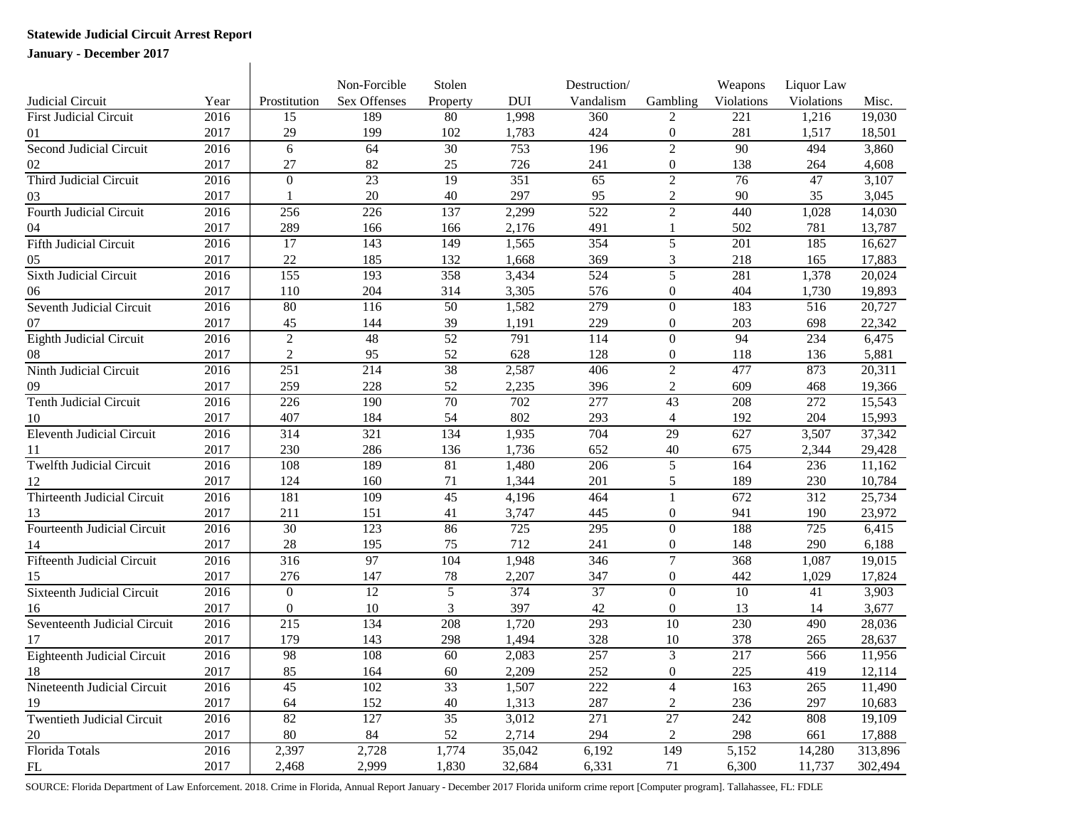**Statewide Judicial Circuit Arrest Report**

**January - December 2017**

| Judicial Circuit | Year | Prostitution | Non-Forcible Sex Offenses | Stolen Property | DUI | Destruction/ Vandalism | Gambling | Weapons Violations | Liquor Law Violations | Misc. |
|---|---|---|---|---|---|---|---|---|---|---|
| First Judicial Circuit | 2016 | 15 | 189 | 80 | 1,998 | 360 | 2 | 221 | 1,216 | 19,030 |
| 01 | 2017 | 29 | 199 | 102 | 1,783 | 424 | 0 | 281 | 1,517 | 18,501 |
| Second Judicial Circuit | 2016 | 6 | 64 | 30 | 753 | 196 | 2 | 90 | 494 | 3,860 |
| 02 | 2017 | 27 | 82 | 25 | 726 | 241 | 0 | 138 | 264 | 4,608 |
| Third Judicial Circuit | 2016 | 0 | 23 | 19 | 351 | 65 | 2 | 76 | 47 | 3,107 |
| 03 | 2017 | 1 | 20 | 40 | 297 | 95 | 2 | 90 | 35 | 3,045 |
| Fourth Judicial Circuit | 2016 | 256 | 226 | 137 | 2,299 | 522 | 2 | 440 | 1,028 | 14,030 |
| 04 | 2017 | 289 | 166 | 166 | 2,176 | 491 | 1 | 502 | 781 | 13,787 |
| Fifth Judicial Circuit | 2016 | 17 | 143 | 149 | 1,565 | 354 | 5 | 201 | 185 | 16,627 |
| 05 | 2017 | 22 | 185 | 132 | 1,668 | 369 | 3 | 218 | 165 | 17,883 |
| Sixth Judicial Circuit | 2016 | 155 | 193 | 358 | 3,434 | 524 | 5 | 281 | 1,378 | 20,024 |
| 06 | 2017 | 110 | 204 | 314 | 3,305 | 576 | 0 | 404 | 1,730 | 19,893 |
| Seventh Judicial Circuit | 2016 | 80 | 116 | 50 | 1,582 | 279 | 0 | 183 | 516 | 20,727 |
| 07 | 2017 | 45 | 144 | 39 | 1,191 | 229 | 0 | 203 | 698 | 22,342 |
| Eighth Judicial Circuit | 2016 | 2 | 48 | 52 | 791 | 114 | 0 | 94 | 234 | 6,475 |
| 08 | 2017 | 2 | 95 | 52 | 628 | 128 | 0 | 118 | 136 | 5,881 |
| Ninth Judicial Circuit | 2016 | 251 | 214 | 38 | 2,587 | 406 | 2 | 477 | 873 | 20,311 |
| 09 | 2017 | 259 | 228 | 52 | 2,235 | 396 | 2 | 609 | 468 | 19,366 |
| Tenth Judicial Circuit | 2016 | 226 | 190 | 70 | 702 | 277 | 43 | 208 | 272 | 15,543 |
| 10 | 2017 | 407 | 184 | 54 | 802 | 293 | 4 | 192 | 204 | 15,993 |
| Eleventh Judicial Circuit | 2016 | 314 | 321 | 134 | 1,935 | 704 | 29 | 627 | 3,507 | 37,342 |
| 11 | 2017 | 230 | 286 | 136 | 1,736 | 652 | 40 | 675 | 2,344 | 29,428 |
| Twelfth Judicial Circuit | 2016 | 108 | 189 | 81 | 1,480 | 206 | 5 | 164 | 236 | 11,162 |
| 12 | 2017 | 124 | 160 | 71 | 1,344 | 201 | 5 | 189 | 230 | 10,784 |
| Thirteenth Judicial Circuit | 2016 | 181 | 109 | 45 | 4,196 | 464 | 1 | 672 | 312 | 25,734 |
| 13 | 2017 | 211 | 151 | 41 | 3,747 | 445 | 0 | 941 | 190 | 23,972 |
| Fourteenth Judicial Circuit | 2016 | 30 | 123 | 86 | 725 | 295 | 0 | 188 | 725 | 6,415 |
| 14 | 2017 | 28 | 195 | 75 | 712 | 241 | 0 | 148 | 290 | 6,188 |
| Fifteenth Judicial Circuit | 2016 | 316 | 97 | 104 | 1,948 | 346 | 7 | 368 | 1,087 | 19,015 |
| 15 | 2017 | 276 | 147 | 78 | 2,207 | 347 | 0 | 442 | 1,029 | 17,824 |
| Sixteenth Judicial Circuit | 2016 | 0 | 12 | 5 | 374 | 37 | 0 | 10 | 41 | 3,903 |
| 16 | 2017 | 0 | 10 | 3 | 397 | 42 | 0 | 13 | 14 | 3,677 |
| Seventeenth Judicial Circuit | 2016 | 215 | 134 | 208 | 1,720 | 293 | 10 | 230 | 490 | 28,036 |
| 17 | 2017 | 179 | 143 | 298 | 1,494 | 328 | 10 | 378 | 265 | 28,637 |
| Eighteenth Judicial Circuit | 2016 | 98 | 108 | 60 | 2,083 | 257 | 3 | 217 | 566 | 11,956 |
| 18 | 2017 | 85 | 164 | 60 | 2,209 | 252 | 0 | 225 | 419 | 12,114 |
| Nineteenth Judicial Circuit | 2016 | 45 | 102 | 33 | 1,507 | 222 | 4 | 163 | 265 | 11,490 |
| 19 | 2017 | 64 | 152 | 40 | 1,313 | 287 | 2 | 236 | 297 | 10,683 |
| Twentieth Judicial Circuit | 2016 | 82 | 127 | 35 | 3,012 | 271 | 27 | 242 | 808 | 19,109 |
| 20 | 2017 | 80 | 84 | 52 | 2,714 | 294 | 2 | 298 | 661 | 17,888 |
| Florida Totals | 2016 | 2,397 | 2,728 | 1,774 | 35,042 | 6,192 | 149 | 5,152 | 14,280 | 313,896 |
| FL | 2017 | 2,468 | 2,999 | 1,830 | 32,684 | 6,331 | 71 | 6,300 | 11,737 | 302,494 |

SOURCE: Florida Department of Law Enforcement. 2018. Crime in Florida, Annual Report January - December 2017 Florida uniform crime report [Computer program]. Tallahassee, FL: FDLE